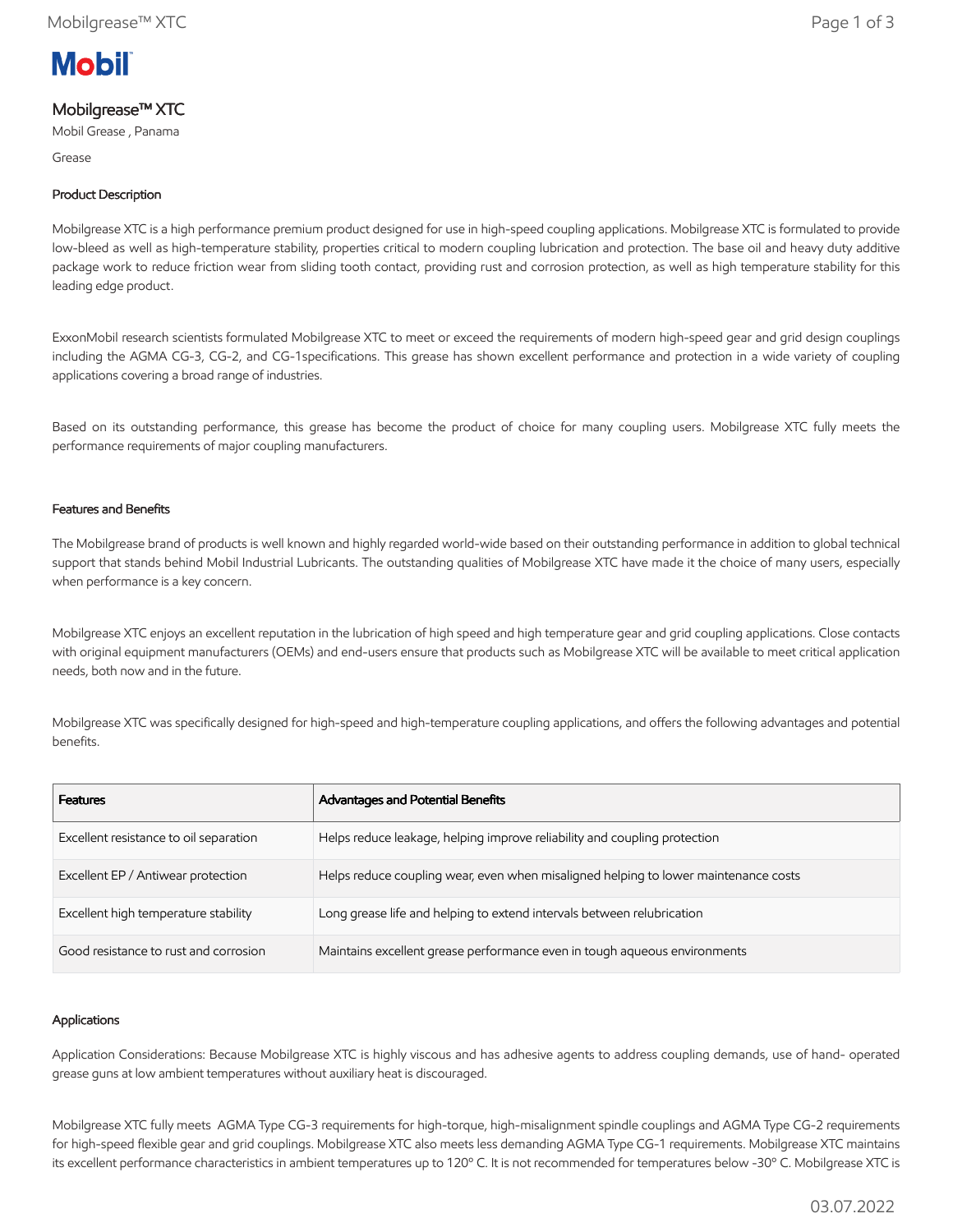# Mobilgrease™ XTC

Mobil Grease , Panama

Grease

## Product Description

Mobilgrease XTC is a high performance premium product designed for use in high-speed coupling applications. Mobilgrease XTC is formulated to provide low-bleed as well as high-temperature stability, properties critical to modern coupling lubrication and protection. The base oil and heavy duty additive package work to reduce friction wear from sliding tooth contact, providing rust and corrosion protection, as well as high temperature stability for this leading edge product.

ExxonMobil research scientists formulated Mobilgrease XTC to meet or exceed the requirements of modern high-speed gear and grid design couplings including the AGMA CG-3, CG-2, and CG-1specifications. This grease has shown excellent performance and protection in a wide variety of coupling applications covering a broad range of industries.

Based on its outstanding performance, this grease has become the product of choice for many coupling users. Mobilgrease XTC fully meets the performance requirements of major coupling manufacturers.

## Features and Benefits

The Mobilgrease brand of products is well known and highly regarded world-wide based on their outstanding performance in addition to global technical support that stands behind Mobil Industrial Lubricants. The outstanding qualities of Mobilgrease XTC have made it the choice of many users, especially when performance is a key concern.

Mobilgrease XTC enjoys an excellent reputation in the lubrication of high speed and high temperature gear and grid coupling applications. Close contacts with original equipment manufacturers (OEMs) and end-users ensure that products such as Mobilgrease XTC will be available to meet critical application needs, both now and in the future.

Mobilgrease XTC was specifically designed for high-speed and high-temperature coupling applications, and offers the following advantages and potential benefits.

| Features | Advantages and Potential Benefits |
| --- | --- |
| Excellent resistance to oil separation | Helps reduce leakage, helping improve reliability and coupling protection |
| Excellent EP / Antiwear protection | Helps reduce coupling wear, even when misaligned helping to lower maintenance costs |
| Excellent high temperature stability | Long grease life and helping to extend intervals between relubrication |
| Good resistance to rust and corrosion | Maintains excellent grease performance even in tough aqueous environments |

## Applications

Application Considerations: Because Mobilgrease XTC is highly viscous and has adhesive agents to address coupling demands, use of hand- operated grease guns at low ambient temperatures without auxiliary heat is discouraged.

Mobilgrease XTC fully meets AGMA Type CG-3 requirements for high-torque, high-misalignment spindle couplings and AGMA Type CG-2 requirements for high-speed flexible gear and grid couplings. Mobilgrease XTC also meets less demanding AGMA Type CG-1 requirements. Mobilgrease XTC maintains its excellent performance characteristics in ambient temperatures up to 120º C. It is not recommended for temperatures below -30º C. Mobilgrease XTC is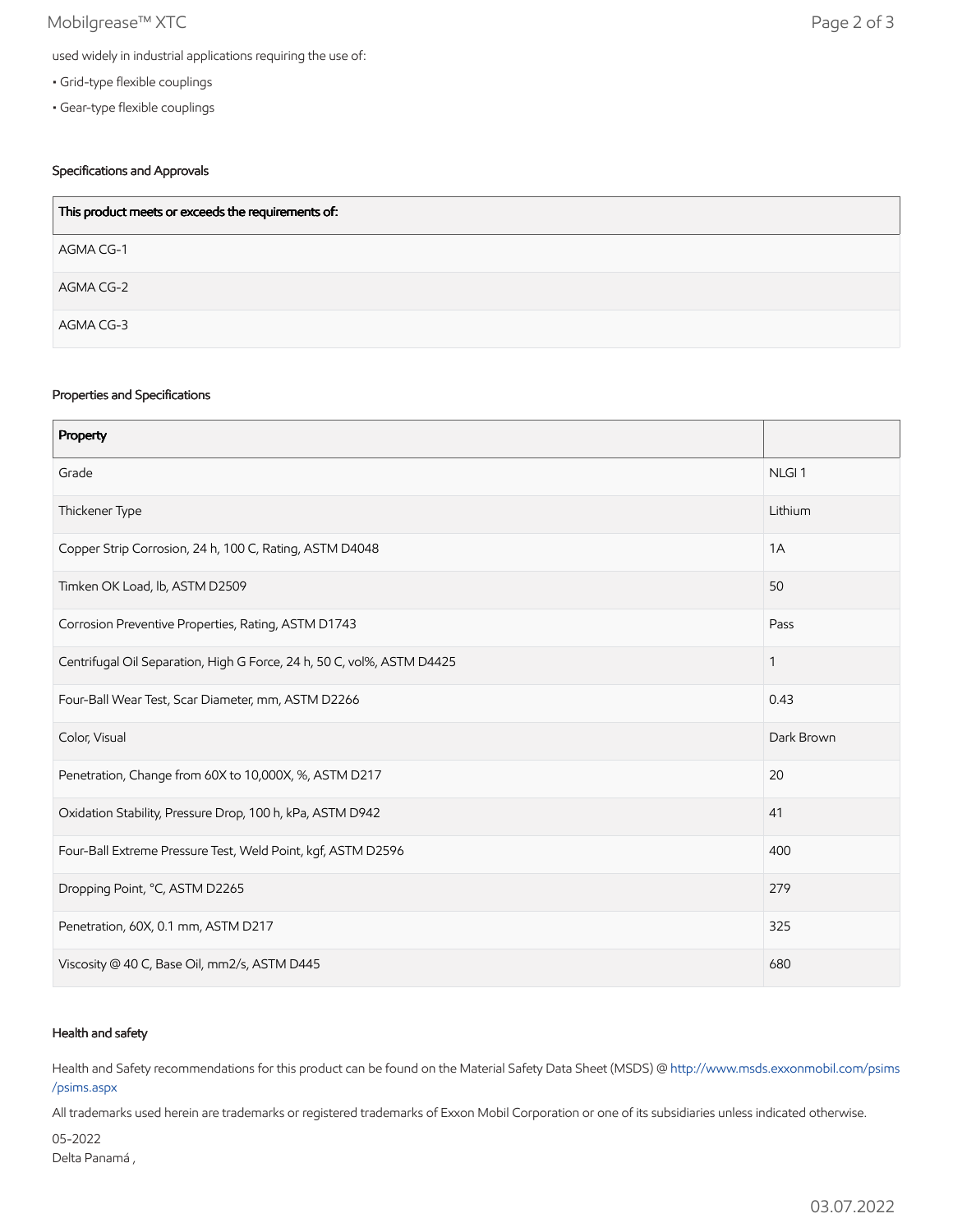used widely in industrial applications requiring the use of:

- Grid-type flexible couplings
- Gear-type flexible couplings

### Specifications and Approvals

| This product meets or exceeds the requirements of: |
|---|
| AGMA CG-1 |
| AGMA CG-2 |
| AGMA CG-3 |

### Properties and Specifications

| Property | |
|---|---|
| Grade | NLGI 1 |
| Thickener Type | Lithium |
| Copper Strip Corrosion, 24 h, 100 C, Rating, ASTM D4048 | 1A |
| Timken OK Load, lb, ASTM D2509 | 50 |
| Corrosion Preventive Properties, Rating, ASTM D1743 | Pass |
| Centrifugal Oil Separation, High G Force, 24 h, 50 C, vol%, ASTM D4425 | 1 |
| Four-Ball Wear Test, Scar Diameter, mm, ASTM D2266 | 0.43 |
| Color, Visual | Dark Brown |
| Penetration, Change from 60X to 10,000X, %, ASTM D217 | 20 |
| Oxidation Stability, Pressure Drop, 100 h, kPa, ASTM D942 | 41 |
| Four-Ball Extreme Pressure Test, Weld Point, kgf, ASTM D2596 | 400 |
| Dropping Point, °C, ASTM D2265 | 279 |
| Penetration, 60X, 0.1 mm, ASTM D217 | 325 |
| Viscosity @ 40 C, Base Oil, mm2/s, ASTM D445 | 680 |

### Health and safety

Health and Safety recommendations for this product can be found on the Material Safety Data Sheet (MSDS) @ http://www.msds.exxonmobil.com/psims/psims.aspx

All trademarks used herein are trademarks or registered trademarks of Exxon Mobil Corporation or one of its subsidiaries unless indicated otherwise.

05-2022
Delta Panamá ,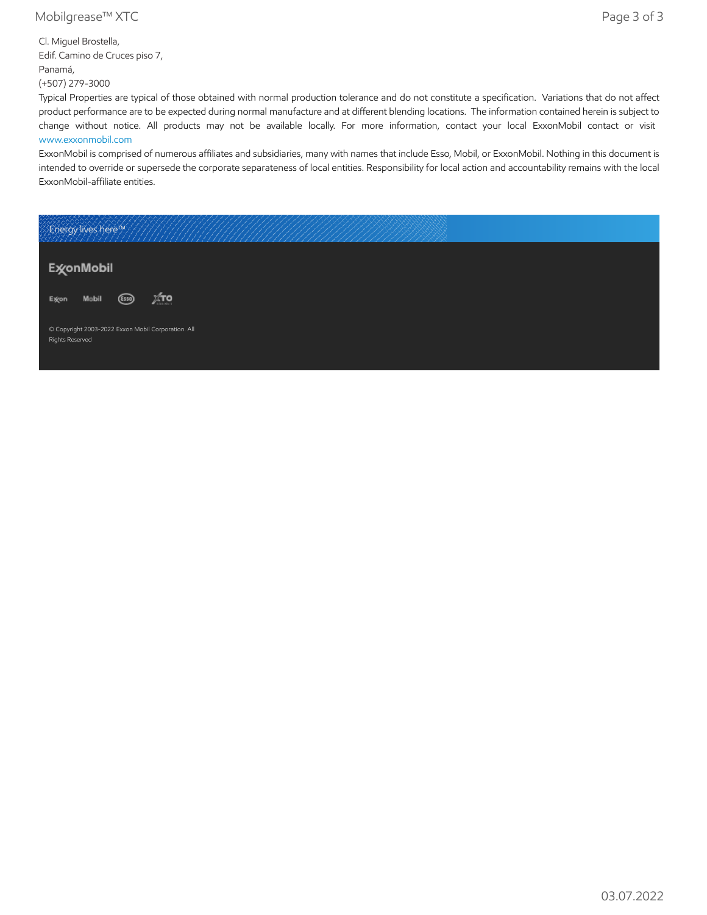Cl. Miguel Brostella,
Edif. Camino de Cruces piso 7,
Panamá,
(+507) 279-3000

Typical Properties are typical of those obtained with normal production tolerance and do not constitute a specification. Variations that do not affect product performance are to be expected during normal manufacture and at different blending locations. The information contained herein is subject to change without notice. All products may not be available locally. For more information, contact your local ExxonMobil contact or visit www.exxonmobil.com

ExxonMobil is comprised of numerous affiliates and subsidiaries, many with names that include Esso, Mobil, or ExxonMobil. Nothing in this document is intended to override or supersede the corporate separateness of local entities. Responsibility for local action and accountability remains with the local ExxonMobil-affiliate entities.

Energy lives here™

ExxonMobil

Exxon Mobil Esso XTO

© Copyright 2003-2022 Exxon Mobil Corporation. All Rights Reserved

03.07.2022